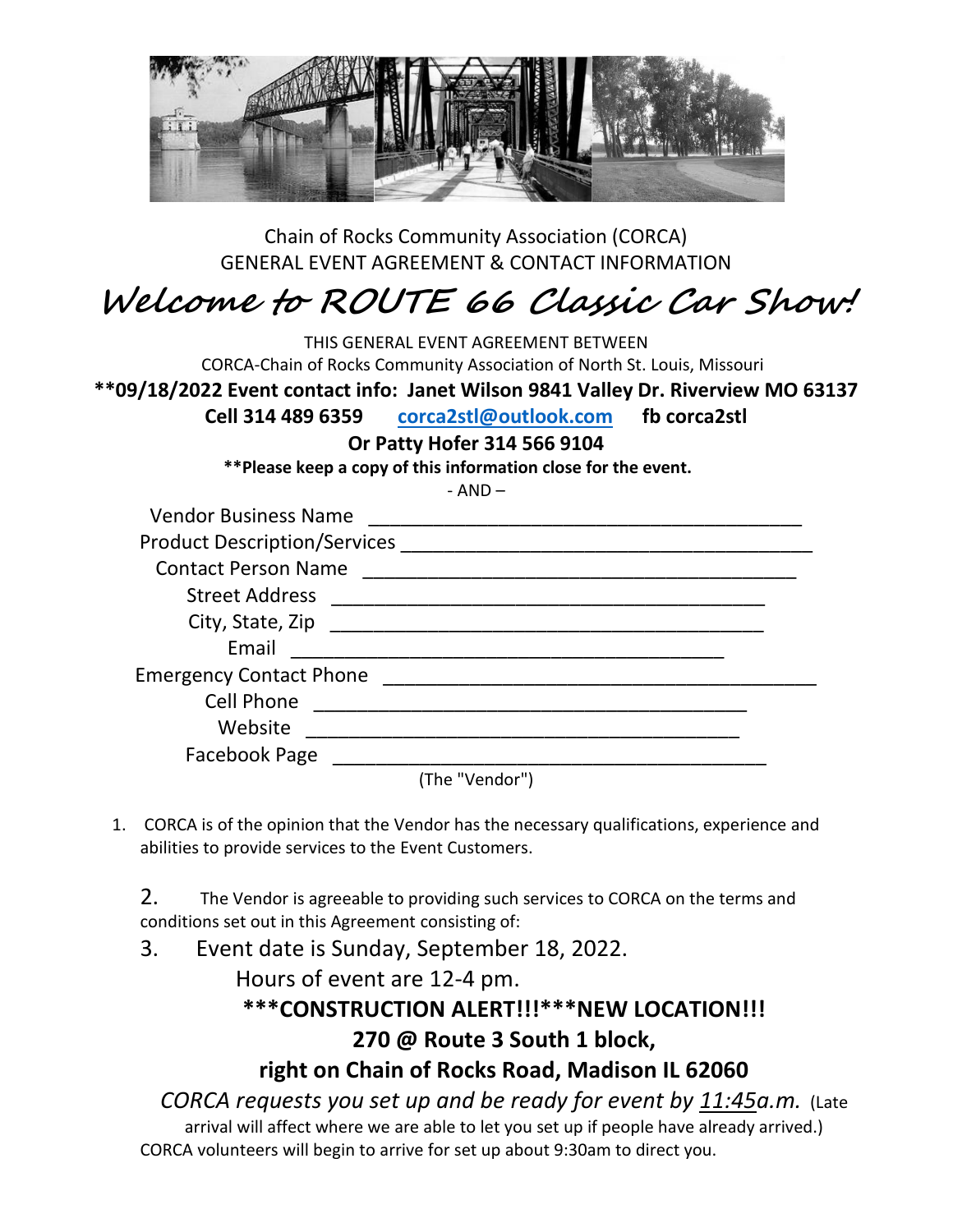Chain of Rocks Community Association (CORCA)
GENERAL EVENT AGREEMENT & CONTACT INFORMATION

# *Welcome to ROUTE 66 Classic Car Show!*

THIS GENERAL EVENT AGREEMENT BETWEEN
CORCA-Chain of Rocks Community Association of North St. Louis, Missouri

**\*\*09/18/2022 Event contact info: Janet Wilson 9841 Valley Dr. Riverview MO 63137**
**Cell 314 489 6359 corca2stl@outlook.com fb corca2stl**
**Or Patty Hofer 314 566 9104**

**\*\*Please keep a copy of this information close for the event.**

\- AND –

Vendor Business Name \_\_\_\_\_\_\_\_\_\_\_\_\_\_\_\_\_\_\_\_\_\_\_\_\_\_\_\_\_\_\_\_\_\_\_\_\_\_\_\_
Product Description/Services \_\_\_\_\_\_\_\_\_\_\_\_\_\_\_\_\_\_\_\_\_\_\_\_\_\_\_\_\_\_\_\_\_\_\_\_\_\_\_\_
Contact Person Name \_\_\_\_\_\_\_\_\_\_\_\_\_\_\_\_\_\_\_\_\_\_\_\_\_\_\_\_\_\_\_\_\_\_\_\_\_\_\_\_
Street Address \_\_\_\_\_\_\_\_\_\_\_\_\_\_\_\_\_\_\_\_\_\_\_\_\_\_\_\_\_\_\_\_\_\_\_\_\_\_\_\_
City, State, Zip \_\_\_\_\_\_\_\_\_\_\_\_\_\_\_\_\_\_\_\_\_\_\_\_\_\_\_\_\_\_\_\_\_\_\_\_\_\_\_\_
Email \_\_\_\_\_\_\_\_\_\_\_\_\_\_\_\_\_\_\_\_\_\_\_\_\_\_\_\_\_\_\_\_\_\_\_\_\_\_\_\_
Emergency Contact Phone \_\_\_\_\_\_\_\_\_\_\_\_\_\_\_\_\_\_\_\_\_\_\_\_\_\_\_\_\_\_\_\_\_\_\_\_\_\_\_\_
Cell Phone \_\_\_\_\_\_\_\_\_\_\_\_\_\_\_\_\_\_\_\_\_\_\_\_\_\_\_\_\_\_\_\_\_\_\_\_\_\_\_\_
Website \_\_\_\_\_\_\_\_\_\_\_\_\_\_\_\_\_\_\_\_\_\_\_\_\_\_\_\_\_\_\_\_\_\_\_\_\_\_\_\_
Facebook Page \_\_\_\_\_\_\_\_\_\_\_\_\_\_\_\_\_\_\_\_\_\_\_\_\_\_\_\_\_\_\_\_\_\_\_\_\_\_\_\_

(The "Vendor")

1. CORCA is of the opinion that the Vendor has the necessary qualifications, experience and abilities to provide services to the Event Customers.

2. The Vendor is agreeable to providing such services to CORCA on the terms and conditions set out in this Agreement consisting of:

3. Event date is Sunday, September 18, 2022.
   Hours of event are 12-4 pm.

**\*\*\*CONSTRUCTION ALERT!!!\*\*\*NEW LOCATION!!!**
**270 @ Route 3 South 1 block,**
**right on Chain of Rocks Road, Madison IL 62060**

*CORCA requests you set up and be ready for event by 11:45a.m.* (Late arrival will affect where we are able to let you set up if people have already arrived.)
CORCA volunteers will begin to arrive for set up about 9:30am to direct you.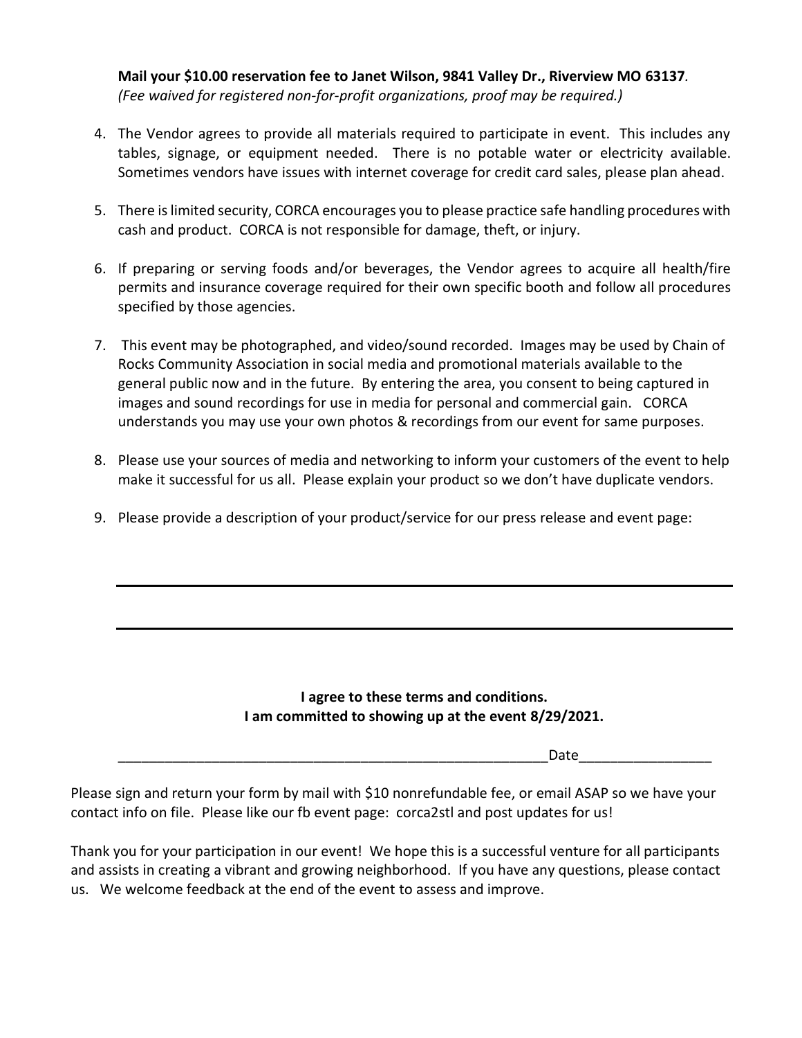**Mail your $10.00 reservation fee to Janet Wilson, 9841 Valley Dr., Riverview MO 63137**.
*(Fee waived for registered non-for-profit organizations, proof may be required.)*

4. The Vendor agrees to provide all materials required to participate in event. This includes any tables, signage, or equipment needed. There is no potable water or electricity available. Sometimes vendors have issues with internet coverage for credit card sales, please plan ahead.

5. There is limited security, CORCA encourages you to please practice safe handling procedures with cash and product. CORCA is not responsible for damage, theft, or injury.

6. If preparing or serving foods and/or beverages, the Vendor agrees to acquire all health/fire permits and insurance coverage required for their own specific booth and follow all procedures specified by those agencies.

7. This event may be photographed, and video/sound recorded. Images may be used by Chain of Rocks Community Association in social media and promotional materials available to the general public now and in the future. By entering the area, you consent to being captured in images and sound recordings for use in media for personal and commercial gain. CORCA understands you may use your own photos & recordings from our event for same purposes.

8. Please use your sources of media and networking to inform your customers of the event to help make it successful for us all. Please explain your product so we don't have duplicate vendors.

9. Please provide a description of your product/service for our press release and event page:

_______________________________________________________________

_______________________________________________________________

**I agree to these terms and conditions.**
**I am committed to showing up at the event 8/29/2021.**

_________________________________________________________Date_________________

Please sign and return your form by mail with $10 nonrefundable fee, or email ASAP so we have your contact info on file. Please like our fb event page: corca2stl and post updates for us!

Thank you for your participation in our event! We hope this is a successful venture for all participants and assists in creating a vibrant and growing neighborhood. If you have any questions, please contact us. We welcome feedback at the end of the event to assess and improve.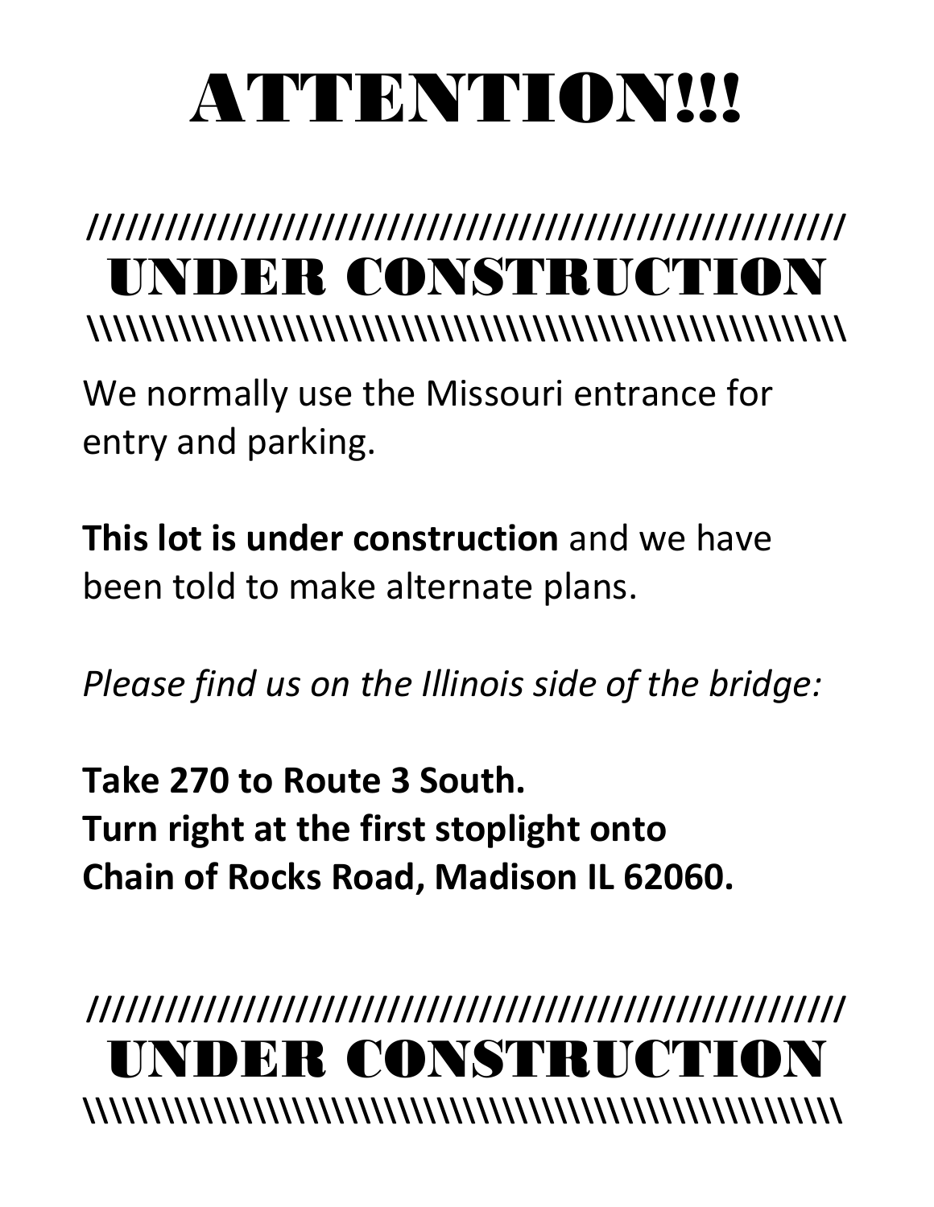# ATTENTION!!!

//////////////////////////////////////////////////////////

## UNDER CONSTRUCTION

\\\\\\\\\\\\\\\\\\\\\\\\\\\\\\\\\\\\\\\\\\\\\\\\\\\\\\\\\\\\

We normally use the Missouri entrance for entry and parking.

**This lot is under construction** and we have been told to make alternate plans.

*Please find us on the Illinois side of the bridge:*

**Take 270 to Route 3 South.**
**Turn right at the first stoplight onto**
**Chain of Rocks Road, Madison IL 62060.**

//////////////////////////////////////////////////////////

## UNDER CONSTRUCTION

\\\\\\\\\\\\\\\\\\\\\\\\\\\\\\\\\\\\\\\\\\\\\\\\\\\\\\\\\\\\